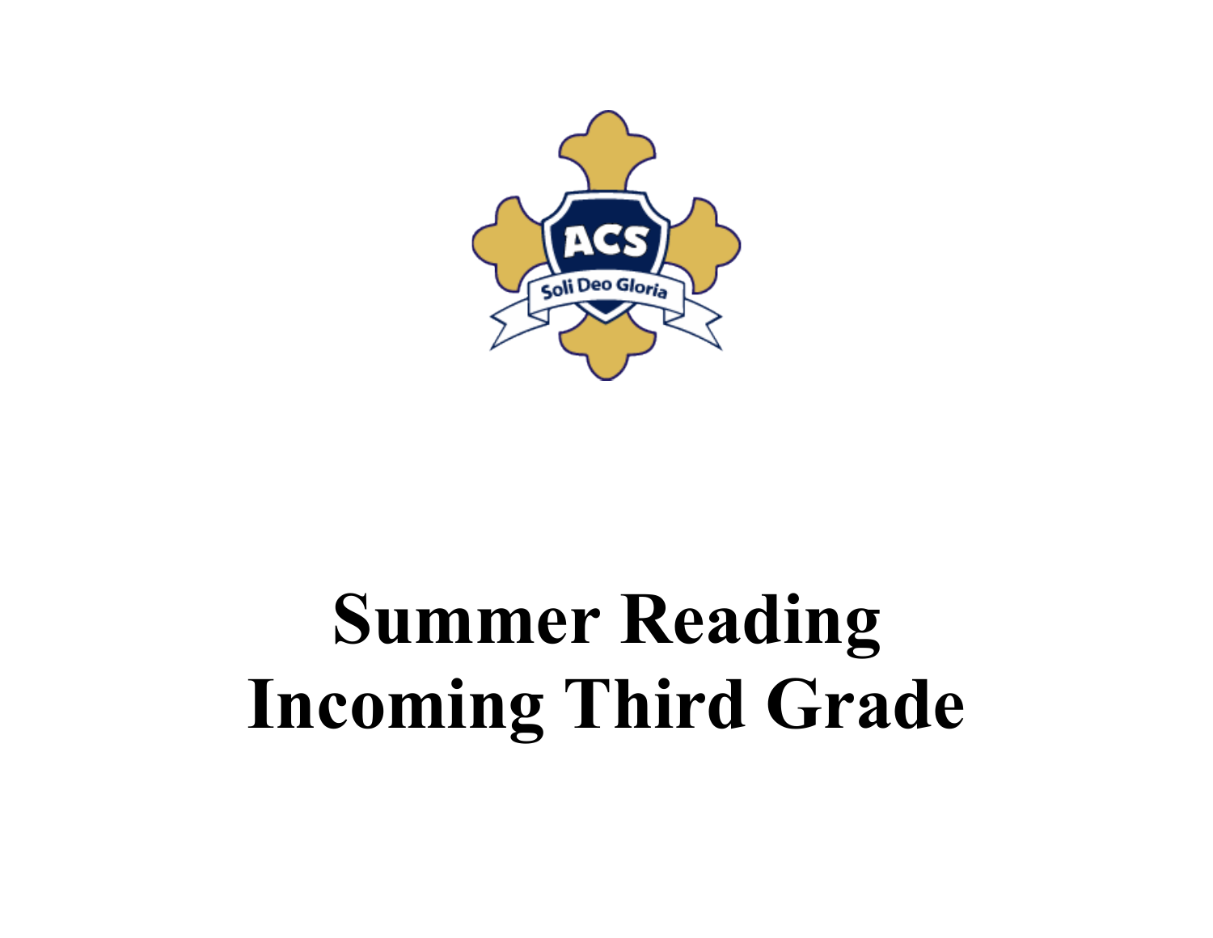# Summer Reading
# Incoming Third Grade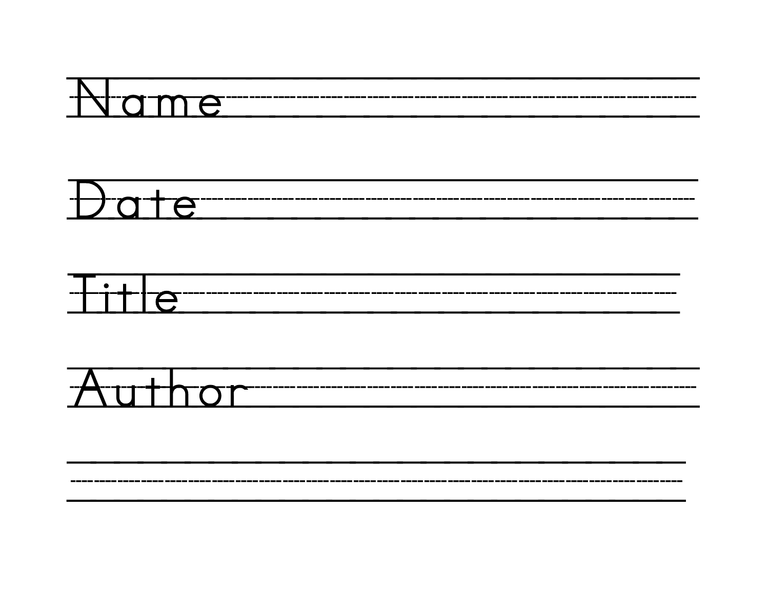Name

Date

Title

Author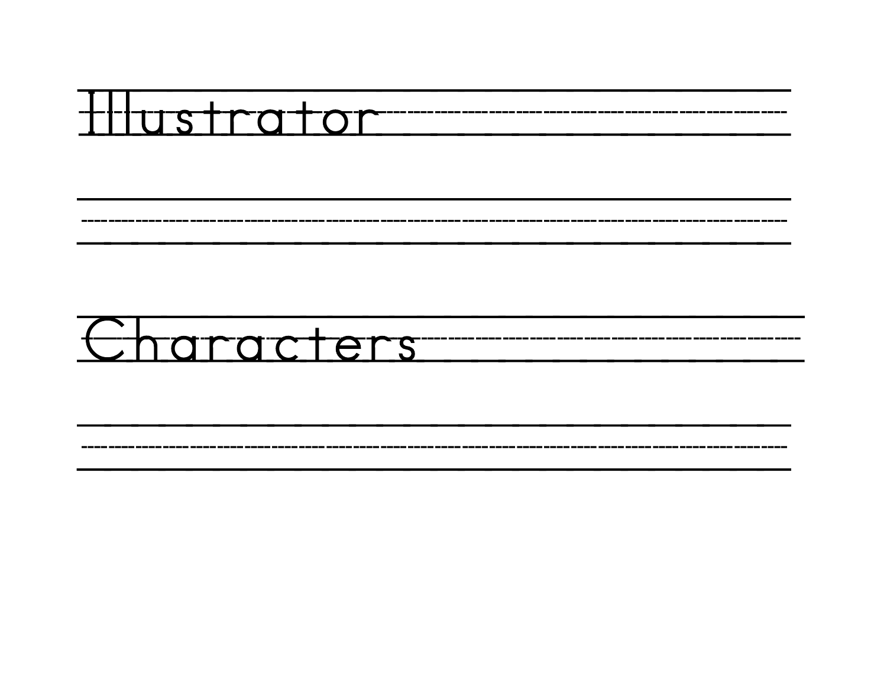Illustrator

Characters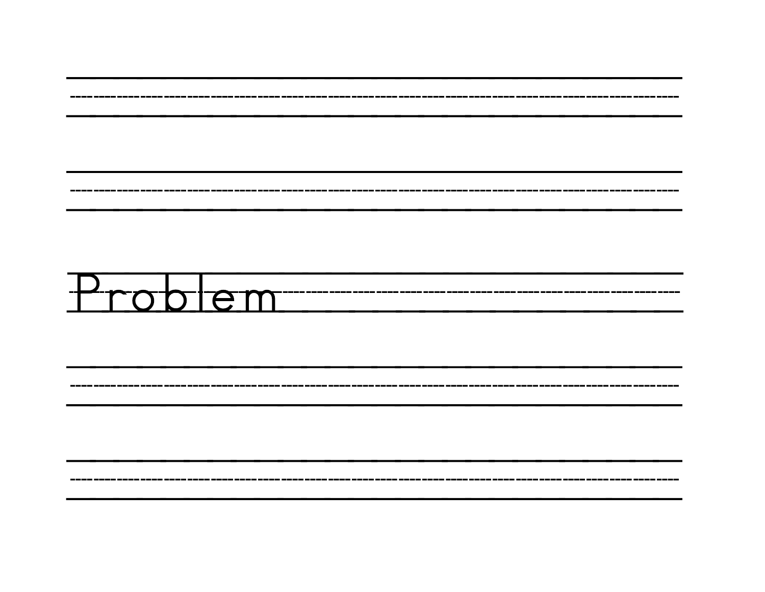Problem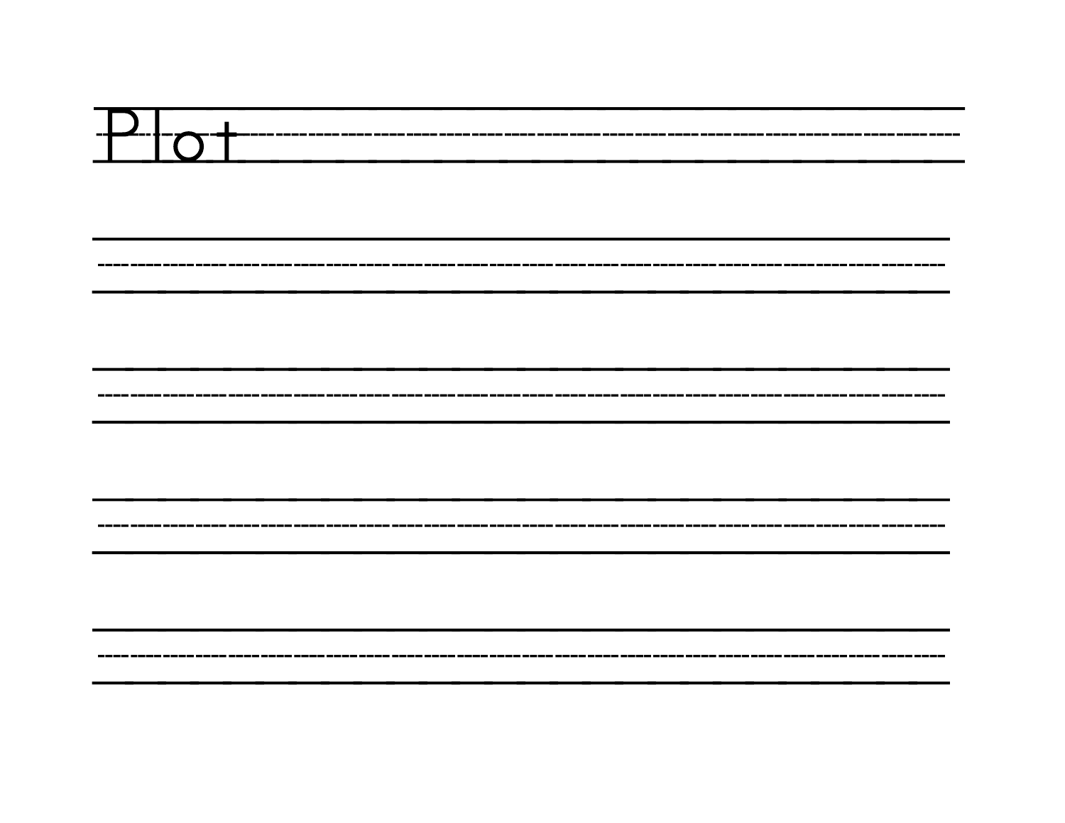# Plot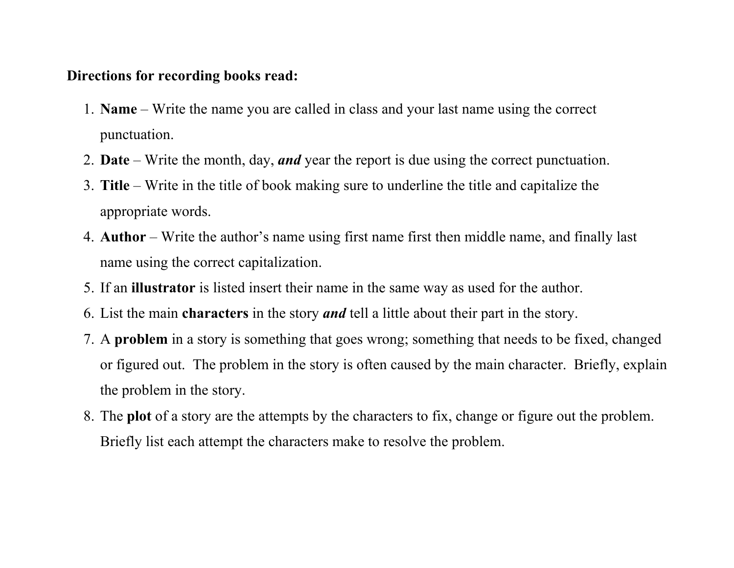**Directions for recording books read:**

1. **Name** – Write the name you are called in class and your last name using the correct punctuation.
2. **Date** – Write the month, day, ***and*** year the report is due using the correct punctuation.
3. **Title** – Write in the title of book making sure to underline the title and capitalize the appropriate words.
4. **Author** – Write the author's name using first name first then middle name, and finally last name using the correct capitalization.
5. If an **illustrator** is listed insert their name in the same way as used for the author.
6. List the main **characters** in the story ***and*** tell a little about their part in the story.
7. A **problem** in a story is something that goes wrong; something that needs to be fixed, changed or figured out. The problem in the story is often caused by the main character. Briefly, explain the problem in the story.
8. The **plot** of a story are the attempts by the characters to fix, change or figure out the problem. Briefly list each attempt the characters make to resolve the problem.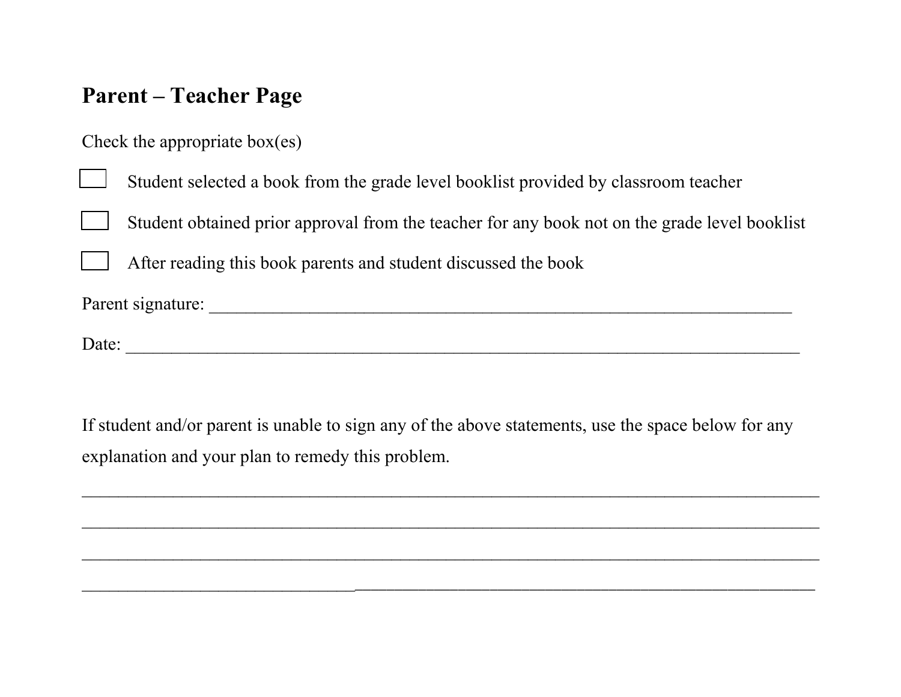## Parent – Teacher Page

Check the appropriate box(es)

☐ Student selected a book from the grade level booklist provided by classroom teacher

☐ Student obtained prior approval from the teacher for any book not on the grade level booklist

☐ After reading this book parents and student discussed the book

Parent signature: ___________________________________________________________________

Date: ___________________________________________________________________________

If student and/or parent is unable to sign any of the above statements, use the space below for any explanation and your plan to remedy this problem.

_________________________________________________________________________________

_________________________________________________________________________________

_________________________________________________________________________________

_________________________________________________________________________________